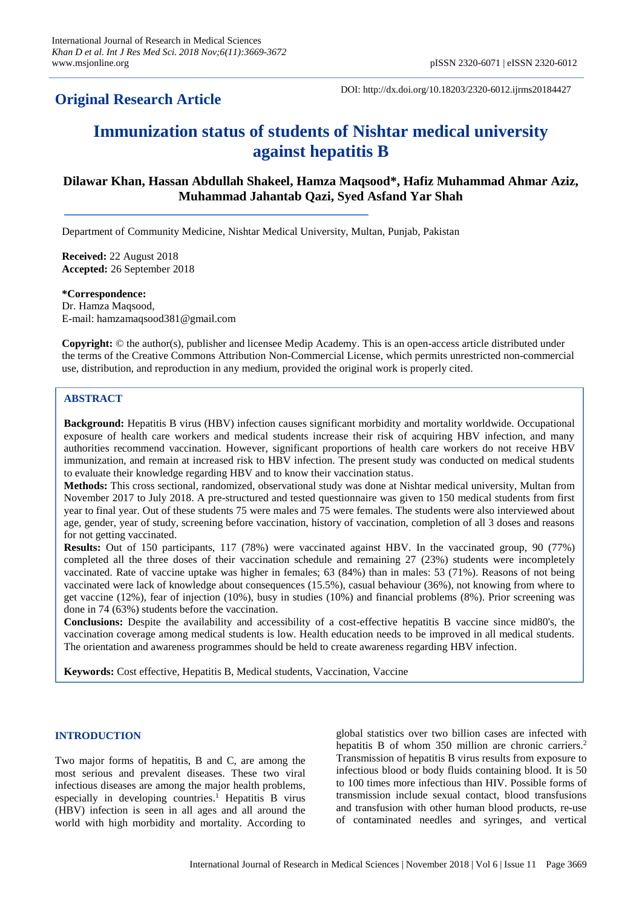**Original Research Article**

DOI: http://dx.doi.org/10.18203/2320-6012.ijrms20184427

# Immunization status of students of Nishtar medical university against hepatitis B

**Dilawar Khan, Hassan Abdullah Shakeel, Hamza Maqsood*, Hafiz Muhammad Ahmar Aziz, Muhammad Jahantab Qazi, Syed Asfand Yar Shah**

Department of Community Medicine, Nishtar Medical University, Multan, Punjab, Pakistan

**Received:** 22 August 2018
**Accepted:** 26 September 2018

**\*Correspondence:**
Dr. Hamza Maqsood,
E-mail: hamzamaqsood381@gmail.com

**Copyright:** © the author(s), publisher and licensee Medip Academy. This is an open-access article distributed under the terms of the Creative Commons Attribution Non-Commercial License, which permits unrestricted non-commercial use, distribution, and reproduction in any medium, provided the original work is properly cited.

## ABSTRACT

**Background:** Hepatitis B virus (HBV) infection causes significant morbidity and mortality worldwide. Occupational exposure of health care workers and medical students increase their risk of acquiring HBV infection, and many authorities recommend vaccination. However, significant proportions of health care workers do not receive HBV immunization, and remain at increased risk to HBV infection. The present study was conducted on medical students to evaluate their knowledge regarding HBV and to know their vaccination status.

**Methods:** This cross sectional, randomized, observational study was done at Nishtar medical university, Multan from November 2017 to July 2018. A pre-structured and tested questionnaire was given to 150 medical students from first year to final year. Out of these students 75 were males and 75 were females. The students were also interviewed about age, gender, year of study, screening before vaccination, history of vaccination, completion of all 3 doses and reasons for not getting vaccinated.

**Results:** Out of 150 participants, 117 (78%) were vaccinated against HBV. In the vaccinated group, 90 (77%) completed all the three doses of their vaccination schedule and remaining 27 (23%) students were incompletely vaccinated. Rate of vaccine uptake was higher in females; 63 (84%) than in males: 53 (71%). Reasons of not being vaccinated were lack of knowledge about consequences (15.5%), casual behaviour (36%), not knowing from where to get vaccine (12%), fear of injection (10%), busy in studies (10%) and financial problems (8%). Prior screening was done in 74 (63%) students before the vaccination.

**Conclusions:** Despite the availability and accessibility of a cost-effective hepatitis B vaccine since mid80's, the vaccination coverage among medical students is low. Health education needs to be improved in all medical students. The orientation and awareness programmes should be held to create awareness regarding HBV infection.

**Keywords:** Cost effective, Hepatitis B, Medical students, Vaccination, Vaccine

## INTRODUCTION

Two major forms of hepatitis, B and C, are among the most serious and prevalent diseases. These two viral infectious diseases are among the major health problems, especially in developing countries.[1] Hepatitis B virus (HBV) infection is seen in all ages and all around the world with high morbidity and mortality. According to global statistics over two billion cases are infected with hepatitis B of whom 350 million are chronic carriers.[2] Transmission of hepatitis B virus results from exposure to infectious blood or body fluids containing blood. It is 50 to 100 times more infectious than HIV. Possible forms of transmission include sexual contact, blood transfusions and transfusion with other human blood products, re-use of contaminated needles and syringes, and vertical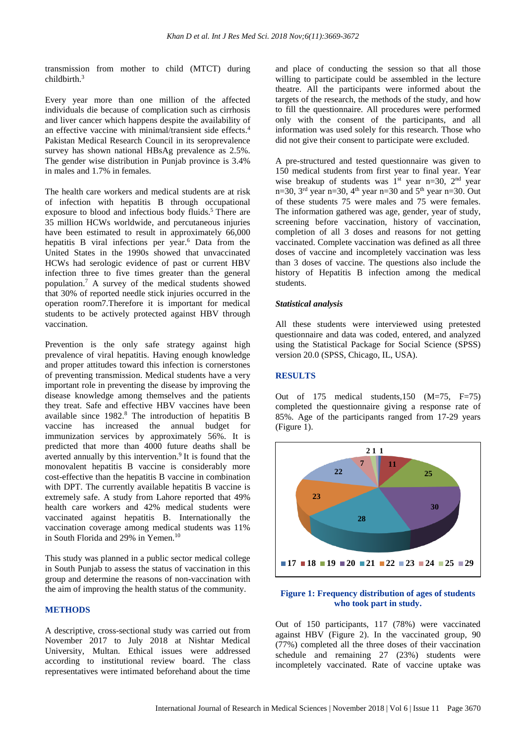transmission from mother to child (MTCT) during childbirth.[3]

Every year more than one million of the affected individuals die because of complication such as cirrhosis and liver cancer which happens despite the availability of an effective vaccine with minimal/transient side effects.[4] Pakistan Medical Research Council in its seroprevalence survey has shown national HBsAg prevalence as 2.5%. The gender wise distribution in Punjab province is 3.4% in males and 1.7% in females.

The health care workers and medical students are at risk of infection with hepatitis B through occupational exposure to blood and infectious body fluids.[5] There are 35 million HCWs worldwide, and percutaneous injuries have been estimated to result in approximately 66,000 hepatitis B viral infections per year.[6] Data from the United States in the 1990s showed that unvaccinated HCWs had serologic evidence of past or current HBV infection three to five times greater than the general population.[7] A survey of the medical students showed that 30% of reported needle stick injuries occurred in the operation room7.Therefore it is important for medical students to be actively protected against HBV through vaccination.

Prevention is the only safe strategy against high prevalence of viral hepatitis. Having enough knowledge and proper attitudes toward this infection is cornerstones of preventing transmission. Medical students have a very important role in preventing the disease by improving the disease knowledge among themselves and the patients they treat. Safe and effective HBV vaccines have been available since 1982.[8] The introduction of hepatitis B vaccine has increased the annual budget for immunization services by approximately 56%. It is predicted that more than 4000 future deaths shall be averted annually by this intervention.[9] It is found that the monovalent hepatitis B vaccine is considerably more cost-effective than the hepatitis B vaccine in combination with DPT. The currently available hepatitis B vaccine is extremely safe. A study from Lahore reported that 49% health care workers and 42% medical students were vaccinated against hepatitis B. Internationally the vaccination coverage among medical students was 11% in South Florida and 29% in Yemen.[10]

This study was planned in a public sector medical college in South Punjab to assess the status of vaccination in this group and determine the reasons of non-vaccination with the aim of improving the health status of the community.

## METHODS

A descriptive, cross-sectional study was carried out from November 2017 to July 2018 at Nishtar Medical University, Multan. Ethical issues were addressed according to institutional review board. The class representatives were intimated beforehand about the time and place of conducting the session so that all those willing to participate could be assembled in the lecture theatre. All the participants were informed about the targets of the research, the methods of the study, and how to fill the questionnaire. All procedures were performed only with the consent of the participants, and all information was used solely for this research. Those who did not give their consent to participate were excluded.

A pre-structured and tested questionnaire was given to 150 medical students from first year to final year. Year wise breakup of students was 1st year n=30, 2nd year n=30, 3rd year n=30, 4th year n=30 and 5th year n=30. Out of these students 75 were males and 75 were females. The information gathered was age, gender, year of study, screening before vaccination, history of vaccination, completion of all 3 doses and reasons for not getting vaccinated. Complete vaccination was defined as all three doses of vaccine and incompletely vaccination was less than 3 doses of vaccine. The questions also include the history of Hepatitis B infection among the medical students.

### *Statistical analysis*

All these students were interviewed using pretested questionnaire and data was coded, entered, and analyzed using the Statistical Package for Social Science (SPSS) version 20.0 (SPSS, Chicago, IL, USA).

## RESULTS

Out of 175 medical students,150 (M=75, F=75) completed the questionnaire giving a response rate of 85%. Age of the participants ranged from 17-29 years (Figure 1).

**Figure 1: Frequency distribution of ages of students who took part in study.**

Out of 150 participants, 117 (78%) were vaccinated against HBV (Figure 2). In the vaccinated group, 90 (77%) completed all the three doses of their vaccination schedule and remaining 27 (23%) students were incompletely vaccinated. Rate of vaccine uptake was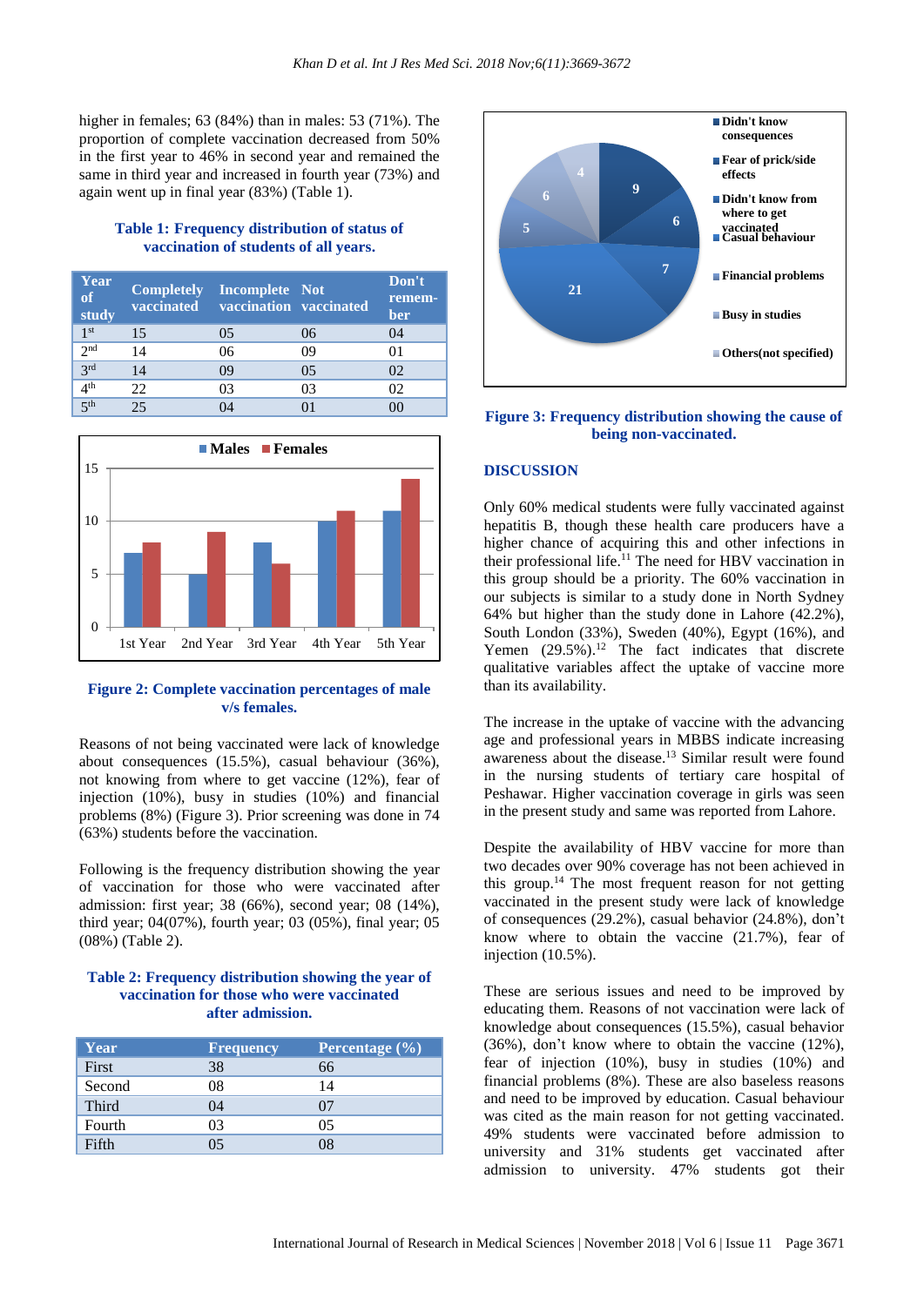higher in females; 63 (84%) than in males: 53 (71%). The proportion of complete vaccination decreased from 50% in the first year to 46% in second year and remained the same in third year and increased in fourth year (73%) and again went up in final year (83%) (Table 1).

**Table 1: Frequency distribution of status of vaccination of students of all years.**

| Year of study | Completely vaccinated | Incomplete vaccination | Not vaccinated | Don't remember |
|---|---|---|---|---|
| 1st | 15 | 05 | 06 | 04 |
| 2nd | 14 | 06 | 09 | 01 |
| 3rd | 14 | 09 | 05 | 02 |
| 4th | 22 | 03 | 03 | 02 |
| 5th | 25 | 04 | 01 | 00 |

**Figure 2: Complete vaccination percentages of male v/s females.**

Reasons of not being vaccinated were lack of knowledge about consequences (15.5%), casual behaviour (36%), not knowing from where to get vaccine (12%), fear of injection (10%), busy in studies (10%) and financial problems (8%) (Figure 3). Prior screening was done in 74 (63%) students before the vaccination.

Following is the frequency distribution showing the year of vaccination for those who were vaccinated after admission: first year; 38 (66%), second year; 08 (14%), third year; 04(07%), fourth year; 03 (05%), final year; 05 (08%) (Table 2).

**Table 2: Frequency distribution showing the year of vaccination for those who were vaccinated after admission.**

| Year | Frequency | Percentage (%) |
|---|---|---|
| First | 38 | 66 |
| Second | 08 | 14 |
| Third | 04 | 07 |
| Fourth | 03 | 05 |
| Fifth | 05 | 08 |

**Figure 3: Frequency distribution showing the cause of being non-vaccinated.**

## DISCUSSION

Only 60% medical students were fully vaccinated against hepatitis B, though these health care producers have a higher chance of acquiring this and other infections in their professional life.[11] The need for HBV vaccination in this group should be a priority. The 60% vaccination in our subjects is similar to a study done in North Sydney 64% but higher than the study done in Lahore (42.2%), South London (33%), Sweden (40%), Egypt (16%), and Yemen (29.5%).[12] The fact indicates that discrete qualitative variables affect the uptake of vaccine more than its availability.

The increase in the uptake of vaccine with the advancing age and professional years in MBBS indicate increasing awareness about the disease.[13] Similar result were found in the nursing students of tertiary care hospital of Peshawar. Higher vaccination coverage in girls was seen in the present study and same was reported from Lahore.

Despite the availability of HBV vaccine for more than two decades over 90% coverage has not been achieved in this group.[14] The most frequent reason for not getting vaccinated in the present study were lack of knowledge of consequences (29.2%), casual behavior (24.8%), don't know where to obtain the vaccine (21.7%), fear of injection (10.5%).

These are serious issues and need to be improved by educating them. Reasons of not vaccination were lack of knowledge about consequences (15.5%), casual behavior (36%), don't know where to obtain the vaccine (12%), fear of injection (10%), busy in studies (10%) and financial problems (8%). These are also baseless reasons and need to be improved by education. Casual behaviour was cited as the main reason for not getting vaccinated. 49% students were vaccinated before admission to university and 31% students get vaccinated after admission to university. 47% students got their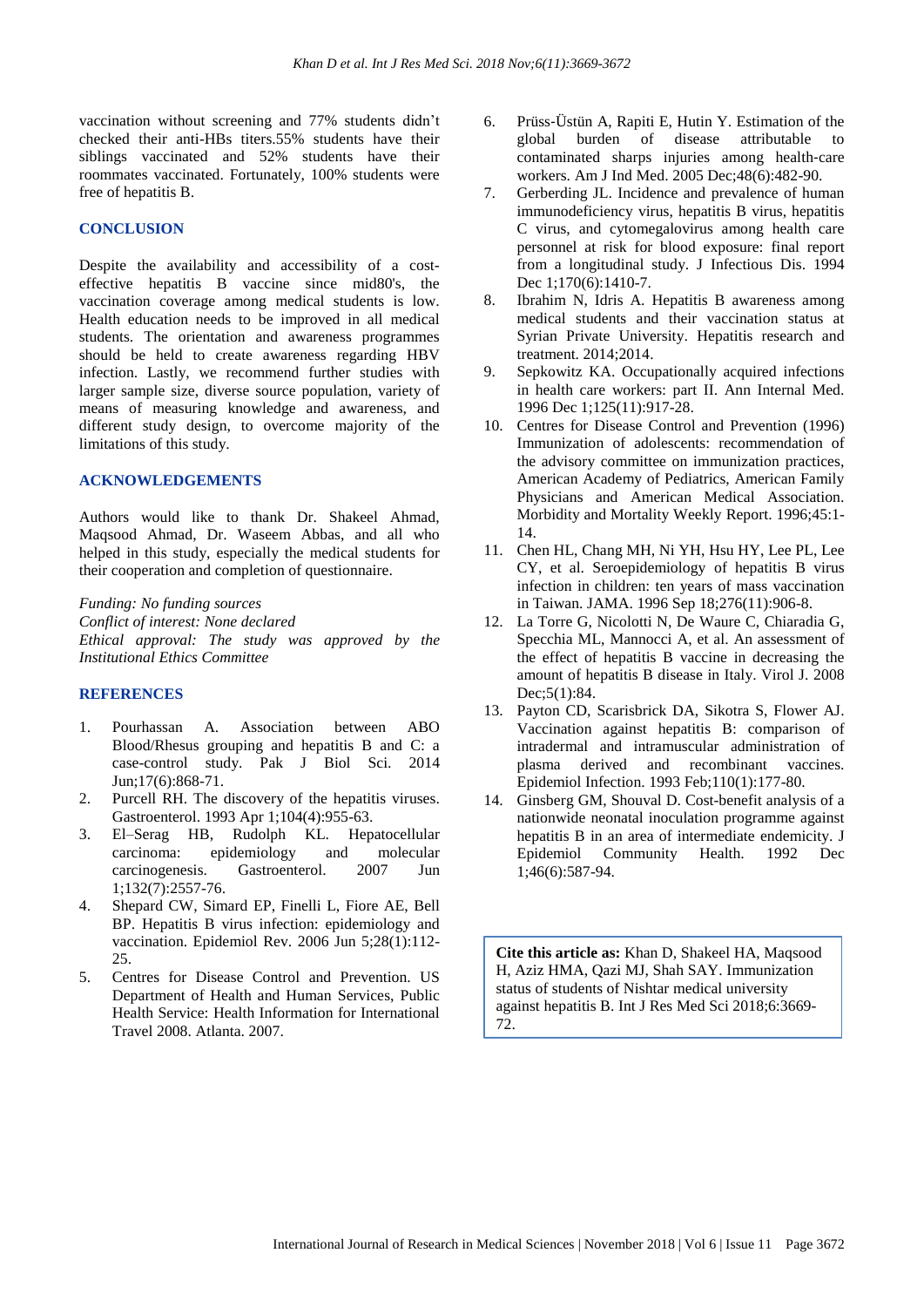vaccination without screening and 77% students didn't checked their anti-HBs titers.55% students have their siblings vaccinated and 52% students have their roommates vaccinated. Fortunately, 100% students were free of hepatitis B.

## CONCLUSION

Despite the availability and accessibility of a cost-effective hepatitis B vaccine since mid80's, the vaccination coverage among medical students is low. Health education needs to be improved in all medical students. The orientation and awareness programmes should be held to create awareness regarding HBV infection. Lastly, we recommend further studies with larger sample size, diverse source population, variety of means of measuring knowledge and awareness, and different study design, to overcome majority of the limitations of this study.

## ACKNOWLEDGEMENTS

Authors would like to thank Dr. Shakeel Ahmad, Maqsood Ahmad, Dr. Waseem Abbas, and all who helped in this study, especially the medical students for their cooperation and completion of questionnaire.

*Funding: No funding sources*
*Conflict of interest: None declared*
*Ethical approval: The study was approved by the Institutional Ethics Committee*

## REFERENCES

1. Pourhassan A. Association between ABO Blood/Rhesus grouping and hepatitis B and C: a case-control study. Pak J Biol Sci. 2014 Jun;17(6):868-71.
2. Purcell RH. The discovery of the hepatitis viruses. Gastroenterol. 1993 Apr 1;104(4):955-63.
3. El–Serag HB, Rudolph KL. Hepatocellular carcinoma: epidemiology and molecular carcinogenesis. Gastroenterol. 2007 Jun 1;132(7):2557-76.
4. Shepard CW, Simard EP, Finelli L, Fiore AE, Bell BP. Hepatitis B virus infection: epidemiology and vaccination. Epidemiol Rev. 2006 Jun 5;28(1):112-25.
5. Centres for Disease Control and Prevention. US Department of Health and Human Services, Public Health Service: Health Information for International Travel 2008. Atlanta. 2007.
6. Prüss-Üstün A, Rapiti E, Hutin Y. Estimation of the global burden of disease attributable to contaminated sharps injuries among health-care workers. Am J Ind Med. 2005 Dec;48(6):482-90.
7. Gerberding JL. Incidence and prevalence of human immunodeficiency virus, hepatitis B virus, hepatitis C virus, and cytomegalovirus among health care personnel at risk for blood exposure: final report from a longitudinal study. J Infectious Dis. 1994 Dec 1;170(6):1410-7.
8. Ibrahim N, Idris A. Hepatitis B awareness among medical students and their vaccination status at Syrian Private University. Hepatitis research and treatment. 2014;2014.
9. Sepkowitz KA. Occupationally acquired infections in health care workers: part II. Ann Internal Med. 1996 Dec 1;125(11):917-28.
10. Centres for Disease Control and Prevention (1996) Immunization of adolescents: recommendation of the advisory committee on immunization practices, American Academy of Pediatrics, American Family Physicians and American Medical Association. Morbidity and Mortality Weekly Report. 1996;45:1-14.
11. Chen HL, Chang MH, Ni YH, Hsu HY, Lee PL, Lee CY, et al. Seroepidemiology of hepatitis B virus infection in children: ten years of mass vaccination in Taiwan. JAMA. 1996 Sep 18;276(11):906-8.
12. La Torre G, Nicolotti N, De Waure C, Chiaradia G, Specchia ML, Mannocci A, et al. An assessment of the effect of hepatitis B vaccine in decreasing the amount of hepatitis B disease in Italy. Virol J. 2008 Dec;5(1):84.
13. Payton CD, Scarisbrick DA, Sikotra S, Flower AJ. Vaccination against hepatitis B: comparison of intradermal and intramuscular administration of plasma derived and recombinant vaccines. Epidemiol Infection. 1993 Feb;110(1):177-80.
14. Ginsberg GM, Shouval D. Cost-benefit analysis of a nationwide neonatal inoculation programme against hepatitis B in an area of intermediate endemicity. J Epidemiol Community Health. 1992 Dec 1;46(6):587-94.

**Cite this article as:** Khan D, Shakeel HA, Maqsood H, Aziz HMA, Qazi MJ, Shah SAY. Immunization status of students of Nishtar medical university against hepatitis B. Int J Res Med Sci 2018;6:3669-72.